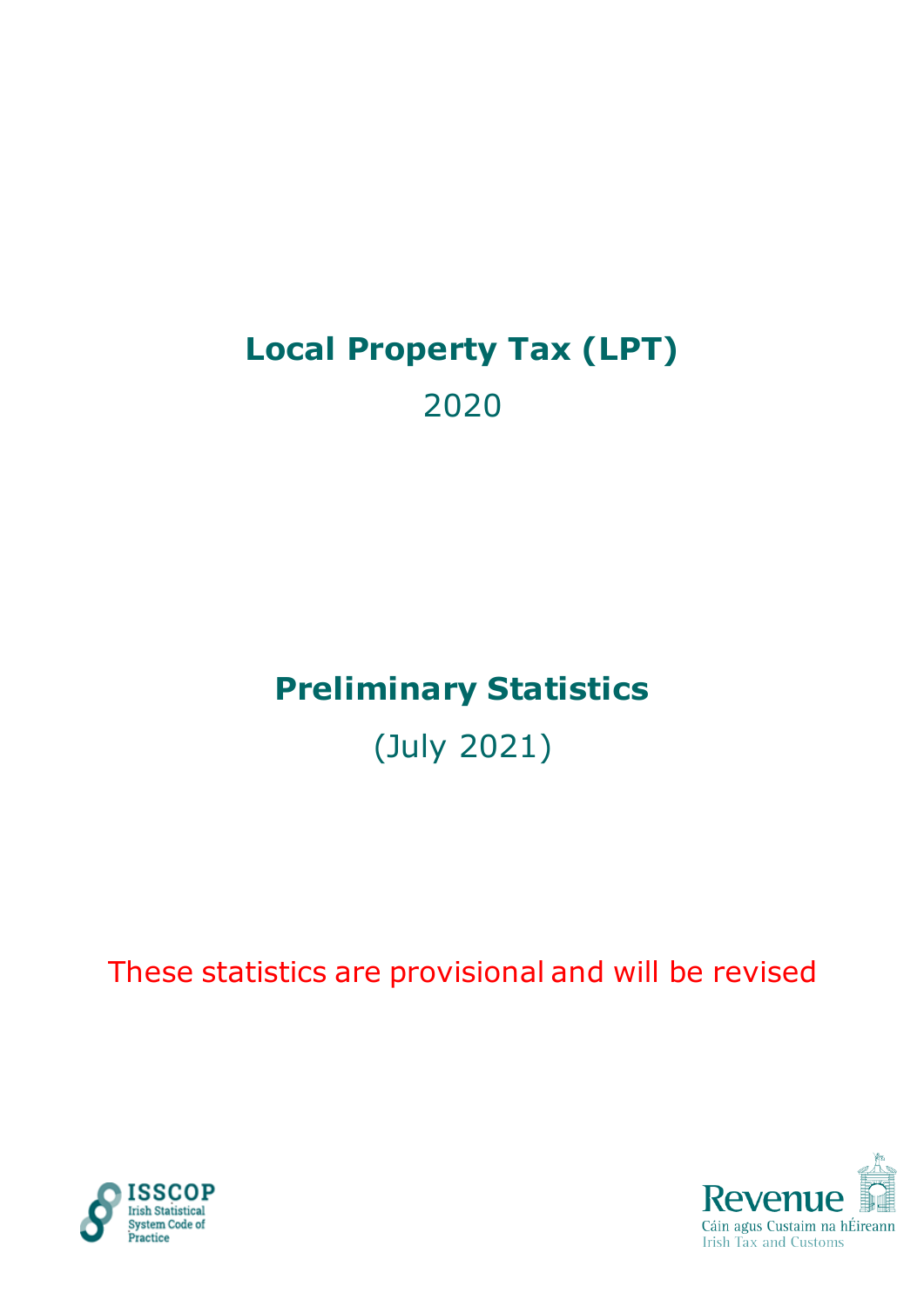# Local Property Tax (LPT)

2020

## Preliminary Statistics

(July 2021)

These statistics are provisional and will be revised

ISSCOP
Irish Statistical System Code of Practice

Revenue
Cáin agus Custaim na hÉireann
Irish Tax and Customs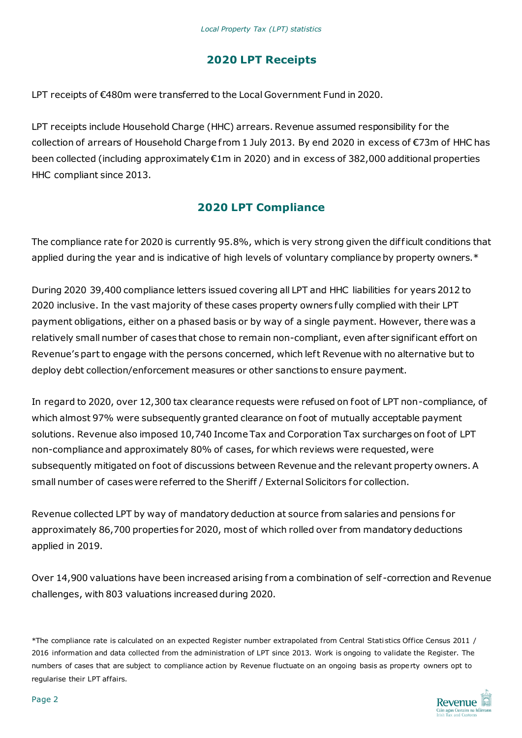## 2020 LPT Receipts

LPT receipts of €480m were transferred to the Local Government Fund in 2020.

LPT receipts include Household Charge (HHC) arrears. Revenue assumed responsibility for the collection of arrears of Household Charge from 1 July 2013. By end 2020 in excess of €73m of HHC has been collected (including approximately €1m in 2020) and in excess of 382,000 additional properties HHC compliant since 2013.

## 2020 LPT Compliance

The compliance rate for 2020 is currently 95.8%, which is very strong given the difficult conditions that applied during the year and is indicative of high levels of voluntary compliance by property owners.*

During 2020 39,400 compliance letters issued covering all LPT and HHC liabilities for years 2012 to 2020 inclusive. In the vast majority of these cases property owners fully complied with their LPT payment obligations, either on a phased basis or by way of a single payment. However, there was a relatively small number of cases that chose to remain non-compliant, even after significant effort on Revenue's part to engage with the persons concerned, which left Revenue with no alternative but to deploy debt collection/enforcement measures or other sanctions to ensure payment.

In regard to 2020, over 12,300 tax clearance requests were refused on foot of LPT non-compliance, of which almost 97% were subsequently granted clearance on foot of mutually acceptable payment solutions. Revenue also imposed 10,740 Income Tax and Corporation Tax surcharges on foot of LPT non-compliance and approximately 80% of cases, for which reviews were requested, were subsequently mitigated on foot of discussions between Revenue and the relevant property owners. A small number of cases were referred to the Sheriff / External Solicitors for collection.

Revenue collected LPT by way of mandatory deduction at source from salaries and pensions for approximately 86,700 properties for 2020, most of which rolled over from mandatory deductions applied in 2019.

Over 14,900 valuations have been increased arising from a combination of self-correction and Revenue challenges, with 803 valuations increased during 2020.

*The compliance rate is calculated on an expected Register number extrapolated from Central Statistics Office Census 2011 / 2016 information and data collected from the administration of LPT since 2013. Work is ongoing to validate the Register. The numbers of cases that are subject to compliance action by Revenue fluctuate on an ongoing basis as property owners opt to regularise their LPT affairs.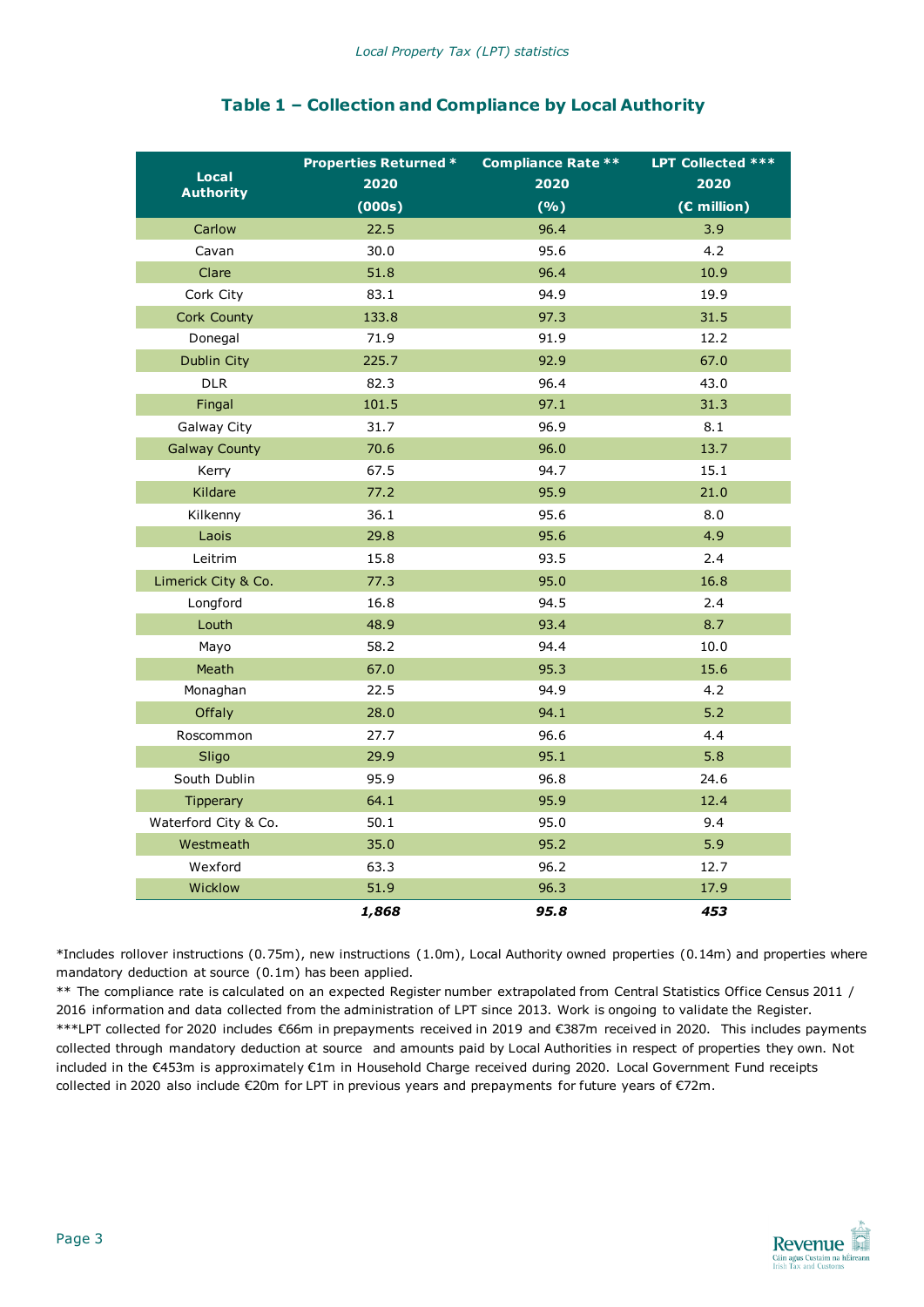## Table 1 – Collection and Compliance by Local Authority

| Local Authority | Properties Returned * 2020 (000s) | Compliance Rate ** 2020 (%) | LPT Collected *** 2020 (€ million) |
|---|---|---|---|
| Carlow | 22.5 | 96.4 | 3.9 |
| Cavan | 30.0 | 95.6 | 4.2 |
| Clare | 51.8 | 96.4 | 10.9 |
| Cork City | 83.1 | 94.9 | 19.9 |
| Cork County | 133.8 | 97.3 | 31.5 |
| Donegal | 71.9 | 91.9 | 12.2 |
| Dublin City | 225.7 | 92.9 | 67.0 |
| DLR | 82.3 | 96.4 | 43.0 |
| Fingal | 101.5 | 97.1 | 31.3 |
| Galway City | 31.7 | 96.9 | 8.1 |
| Galway County | 70.6 | 96.0 | 13.7 |
| Kerry | 67.5 | 94.7 | 15.1 |
| Kildare | 77.2 | 95.9 | 21.0 |
| Kilkenny | 36.1 | 95.6 | 8.0 |
| Laois | 29.8 | 95.6 | 4.9 |
| Leitrim | 15.8 | 93.5 | 2.4 |
| Limerick City & Co. | 77.3 | 95.0 | 16.8 |
| Longford | 16.8 | 94.5 | 2.4 |
| Louth | 48.9 | 93.4 | 8.7 |
| Mayo | 58.2 | 94.4 | 10.0 |
| Meath | 67.0 | 95.3 | 15.6 |
| Monaghan | 22.5 | 94.9 | 4.2 |
| Offaly | 28.0 | 94.1 | 5.2 |
| Roscommon | 27.7 | 96.6 | 4.4 |
| Sligo | 29.9 | 95.1 | 5.8 |
| South Dublin | 95.9 | 96.8 | 24.6 |
| Tipperary | 64.1 | 95.9 | 12.4 |
| Waterford City & Co. | 50.1 | 95.0 | 9.4 |
| Westmeath | 35.0 | 95.2 | 5.9 |
| Wexford | 63.3 | 96.2 | 12.7 |
| Wicklow | 51.9 | 96.3 | 17.9 |
| | ***1,868*** | ***95.8*** | ***453*** |

*Includes rollover instructions (0.75m), new instructions (1.0m), Local Authority owned properties (0.14m) and properties where mandatory deduction at source (0.1m) has been applied.

** The compliance rate is calculated on an expected Register number extrapolated from Central Statistics Office Census 2011 / 2016 information and data collected from the administration of LPT since 2013. Work is ongoing to validate the Register.

***LPT collected for 2020 includes €66m in prepayments received in 2019 and €387m received in 2020. This includes payments collected through mandatory deduction at source and amounts paid by Local Authorities in respect of properties they own. Not included in the €453m is approximately €1m in Household Charge received during 2020. Local Government Fund receipts collected in 2020 also include €20m for LPT in previous years and prepayments for future years of €72m.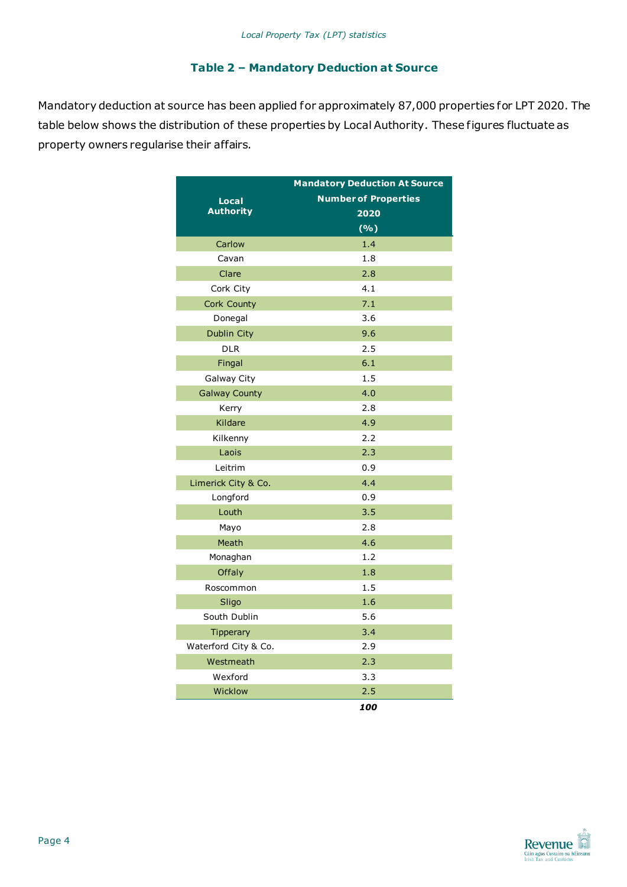## Table 2 – Mandatory Deduction at Source

Mandatory deduction at source has been applied for approximately 87,000 properties for LPT 2020. The table below shows the distribution of these properties by Local Authority. These figures fluctuate as property owners regularise their affairs.

| Local Authority | Mandatory Deduction At Source Number of Properties 2020 (%) |
|---|---|
| Carlow | 1.4 |
| Cavan | 1.8 |
| Clare | 2.8 |
| Cork City | 4.1 |
| Cork County | 7.1 |
| Donegal | 3.6 |
| Dublin City | 9.6 |
| DLR | 2.5 |
| Fingal | 6.1 |
| Galway City | 1.5 |
| Galway County | 4.0 |
| Kerry | 2.8 |
| Kildare | 4.9 |
| Kilkenny | 2.2 |
| Laois | 2.3 |
| Leitrim | 0.9 |
| Limerick City & Co. | 4.4 |
| Longford | 0.9 |
| Louth | 3.5 |
| Mayo | 2.8 |
| Meath | 4.6 |
| Monaghan | 1.2 |
| Offaly | 1.8 |
| Roscommon | 1.5 |
| Sligo | 1.6 |
| South Dublin | 5.6 |
| Tipperary | 3.4 |
| Waterford City & Co. | 2.9 |
| Westmeath | 2.3 |
| Wexford | 3.3 |
| Wicklow | 2.5 |
| | ***100*** |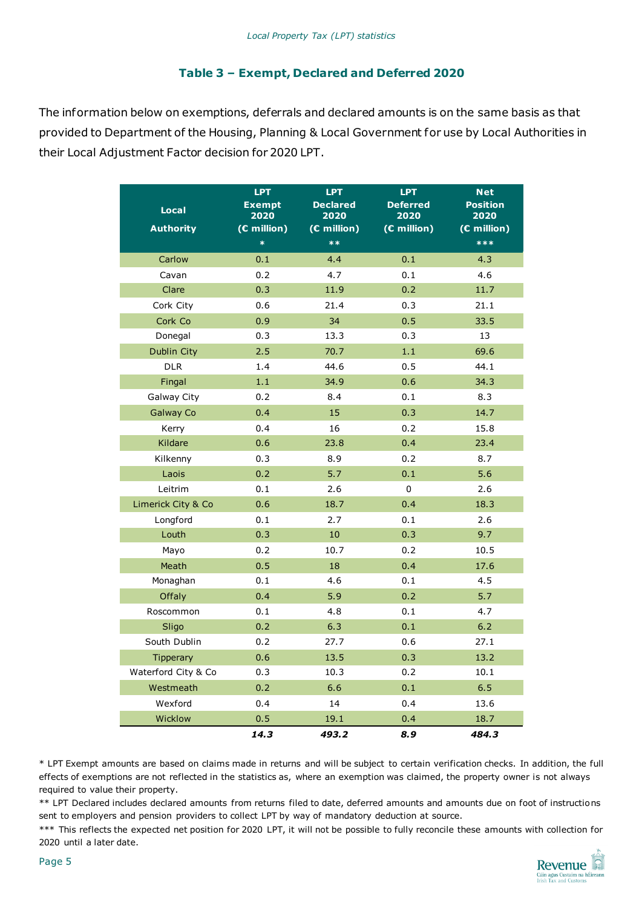### Table 3 – Exempt, Declared and Deferred 2020

The information below on exemptions, deferrals and declared amounts is on the same basis as that provided to Department of the Housing, Planning & Local Government for use by Local Authorities in their Local Adjustment Factor decision for 2020 LPT.

| Local Authority | LPT Exempt 2020 (€ million) * | LPT Declared 2020 (€ million) ** | LPT Deferred 2020 (€ million) | Net Position 2020 (€ million) *** |
|---|---|---|---|---|
| Carlow | 0.1 | 4.4 | 0.1 | 4.3 |
| Cavan | 0.2 | 4.7 | 0.1 | 4.6 |
| Clare | 0.3 | 11.9 | 0.2 | 11.7 |
| Cork City | 0.6 | 21.4 | 0.3 | 21.1 |
| Cork Co | 0.9 | 34 | 0.5 | 33.5 |
| Donegal | 0.3 | 13.3 | 0.3 | 13 |
| Dublin City | 2.5 | 70.7 | 1.1 | 69.6 |
| DLR | 1.4 | 44.6 | 0.5 | 44.1 |
| Fingal | 1.1 | 34.9 | 0.6 | 34.3 |
| Galway City | 0.2 | 8.4 | 0.1 | 8.3 |
| Galway Co | 0.4 | 15 | 0.3 | 14.7 |
| Kerry | 0.4 | 16 | 0.2 | 15.8 |
| Kildare | 0.6 | 23.8 | 0.4 | 23.4 |
| Kilkenny | 0.3 | 8.9 | 0.2 | 8.7 |
| Laois | 0.2 | 5.7 | 0.1 | 5.6 |
| Leitrim | 0.1 | 2.6 | 0 | 2.6 |
| Limerick City & Co | 0.6 | 18.7 | 0.4 | 18.3 |
| Longford | 0.1 | 2.7 | 0.1 | 2.6 |
| Louth | 0.3 | 10 | 0.3 | 9.7 |
| Mayo | 0.2 | 10.7 | 0.2 | 10.5 |
| Meath | 0.5 | 18 | 0.4 | 17.6 |
| Monaghan | 0.1 | 4.6 | 0.1 | 4.5 |
| Offaly | 0.4 | 5.9 | 0.2 | 5.7 |
| Roscommon | 0.1 | 4.8 | 0.1 | 4.7 |
| Sligo | 0.2 | 6.3 | 0.1 | 6.2 |
| South Dublin | 0.2 | 27.7 | 0.6 | 27.1 |
| Tipperary | 0.6 | 13.5 | 0.3 | 13.2 |
| Waterford City & Co | 0.3 | 10.3 | 0.2 | 10.1 |
| Westmeath | 0.2 | 6.6 | 0.1 | 6.5 |
| Wexford | 0.4 | 14 | 0.4 | 13.6 |
| Wicklow | 0.5 | 19.1 | 0.4 | 18.7 |
| | ***14.3*** | ***493.2*** | ***8.9*** | ***484.3*** |

* LPT Exempt amounts are based on claims made in returns and will be subject to certain verification checks. In addition, the full effects of exemptions are not reflected in the statistics as, where an exemption was claimed, the property owner is not always required to value their property.

** LPT Declared includes declared amounts from returns filed to date, deferred amounts and amounts due on foot of instructions sent to employers and pension providers to collect LPT by way of mandatory deduction at source.

*** This reflects the expected net position for 2020 LPT, it will not be possible to fully reconcile these amounts with collection for 2020 until a later date.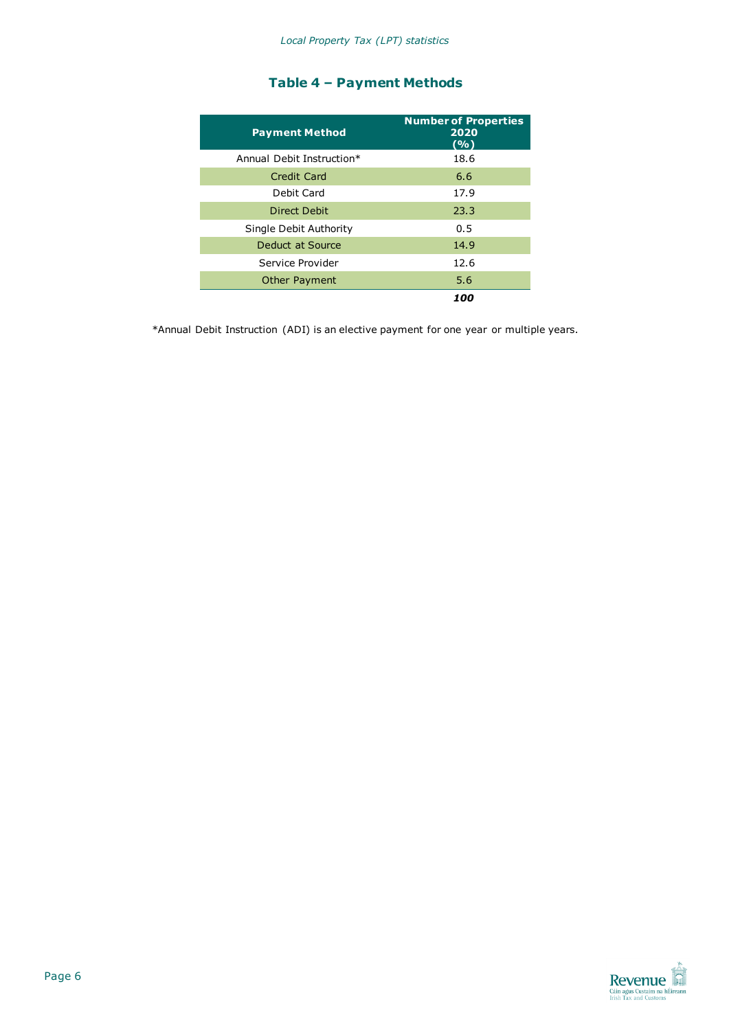## Table 4 – Payment Methods

| Payment Method | Number of Properties 2020 (%) |
|---|---|
| Annual Debit Instruction* | 18.6 |
| Credit Card | 6.6 |
| Debit Card | 17.9 |
| Direct Debit | 23.3 |
| Single Debit Authority | 0.5 |
| Deduct at Source | 14.9 |
| Service Provider | 12.6 |
| Other Payment | 5.6 |
| | ***100*** |

*Annual Debit Instruction (ADI) is an elective payment for one year or multiple years.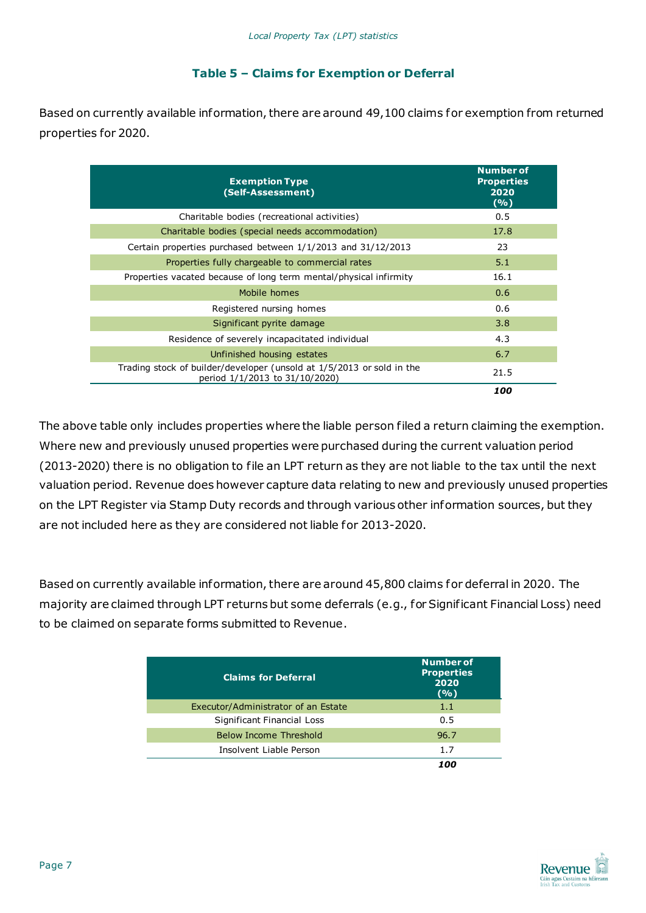### Table 5 – Claims for Exemption or Deferral

Based on currently available information, there are around 49,100 claims for exemption from returned properties for 2020.

| Exemption Type (Self-Assessment) | Number of Properties 2020 (%) |
|---|---|
| Charitable bodies (recreational activities) | 0.5 |
| Charitable bodies (special needs accommodation) | 17.8 |
| Certain properties purchased between 1/1/2013 and 31/12/2013 | 23 |
| Properties fully chargeable to commercial rates | 5.1 |
| Properties vacated because of long term mental/physical infirmity | 16.1 |
| Mobile homes | 0.6 |
| Registered nursing homes | 0.6 |
| Significant pyrite damage | 3.8 |
| Residence of severely incapacitated individual | 4.3 |
| Unfinished housing estates | 6.7 |
| Trading stock of builder/developer (unsold at 1/5/2013 or sold in the period 1/1/2013 to 31/10/2020) | 21.5 |
| | ***100*** |

The above table only includes properties where the liable person filed a return claiming the exemption. Where new and previously unused properties were purchased during the current valuation period (2013-2020) there is no obligation to file an LPT return as they are not liable to the tax until the next valuation period. Revenue does however capture data relating to new and previously unused properties on the LPT Register via Stamp Duty records and through various other information sources, but they are not included here as they are considered not liable for 2013-2020.

Based on currently available information, there are around 45,800 claims for deferral in 2020. The majority are claimed through LPT returns but some deferrals (e.g., for Significant Financial Loss) need to be claimed on separate forms submitted to Revenue.

| Claims for Deferral | Number of Properties 2020 (%) |
|---|---|
| Executor/Administrator of an Estate | 1.1 |
| Significant Financial Loss | 0.5 |
| Below Income Threshold | 96.7 |
| Insolvent Liable Person | 1.7 |
| | ***100*** |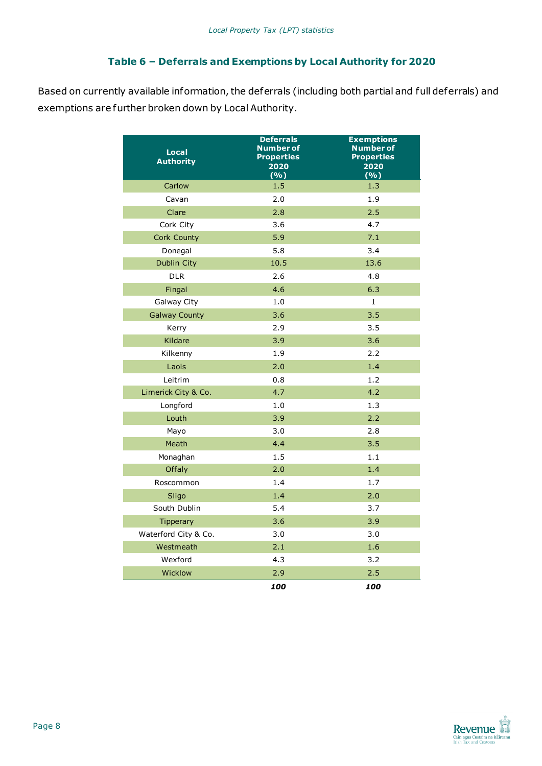### Table 6 – Deferrals and Exemptions by Local Authority for 2020

Based on currently available information, the deferrals (including both partial and full deferrals) and exemptions are further broken down by Local Authority.

| Local Authority | Deferrals Number of Properties 2020 (%) | Exemptions Number of Properties 2020 (%) |
|---|---|---|
| Carlow | 1.5 | 1.3 |
| Cavan | 2.0 | 1.9 |
| Clare | 2.8 | 2.5 |
| Cork City | 3.6 | 4.7 |
| Cork County | 5.9 | 7.1 |
| Donegal | 5.8 | 3.4 |
| Dublin City | 10.5 | 13.6 |
| DLR | 2.6 | 4.8 |
| Fingal | 4.6 | 6.3 |
| Galway City | 1.0 | 1 |
| Galway County | 3.6 | 3.5 |
| Kerry | 2.9 | 3.5 |
| Kildare | 3.9 | 3.6 |
| Kilkenny | 1.9 | 2.2 |
| Laois | 2.0 | 1.4 |
| Leitrim | 0.8 | 1.2 |
| Limerick City & Co. | 4.7 | 4.2 |
| Longford | 1.0 | 1.3 |
| Louth | 3.9 | 2.2 |
| Mayo | 3.0 | 2.8 |
| Meath | 4.4 | 3.5 |
| Monaghan | 1.5 | 1.1 |
| Offaly | 2.0 | 1.4 |
| Roscommon | 1.4 | 1.7 |
| Sligo | 1.4 | 2.0 |
| South Dublin | 5.4 | 3.7 |
| Tipperary | 3.6 | 3.9 |
| Waterford City & Co. | 3.0 | 3.0 |
| Westmeath | 2.1 | 1.6 |
| Wexford | 4.3 | 3.2 |
| Wicklow | 2.9 | 2.5 |
| | ***100*** | ***100*** |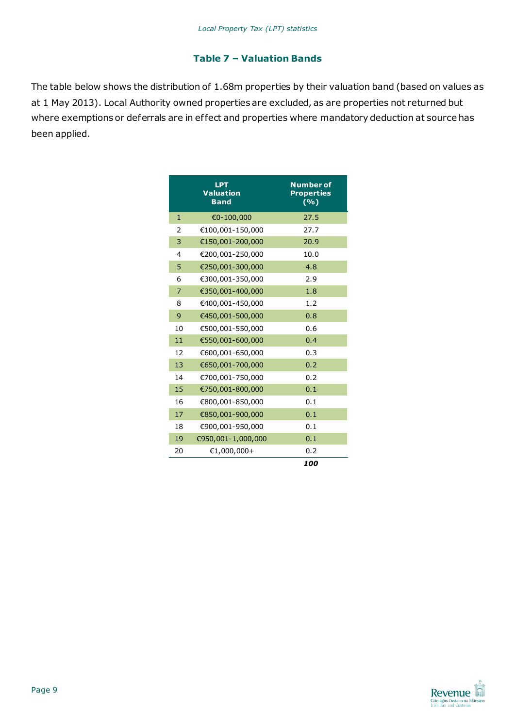## Table 7 – Valuation Bands

The table below shows the distribution of 1.68m properties by their valuation band (based on values as at 1 May 2013). Local Authority owned properties are excluded, as are properties not returned but where exemptions or deferrals are in effect and properties where mandatory deduction at source has been applied.

| | LPT Valuation Band | Number of Properties (%) |
|---|---|---|
| 1 | €0-100,000 | 27.5 |
| 2 | €100,001-150,000 | 27.7 |
| 3 | €150,001-200,000 | 20.9 |
| 4 | €200,001-250,000 | 10.0 |
| 5 | €250,001-300,000 | 4.8 |
| 6 | €300,001-350,000 | 2.9 |
| 7 | €350,001-400,000 | 1.8 |
| 8 | €400,001-450,000 | 1.2 |
| 9 | €450,001-500,000 | 0.8 |
| 10 | €500,001-550,000 | 0.6 |
| 11 | €550,001-600,000 | 0.4 |
| 12 | €600,001-650,000 | 0.3 |
| 13 | €650,001-700,000 | 0.2 |
| 14 | €700,001-750,000 | 0.2 |
| 15 | €750,001-800,000 | 0.1 |
| 16 | €800,001-850,000 | 0.1 |
| 17 | €850,001-900,000 | 0.1 |
| 18 | €900,001-950,000 | 0.1 |
| 19 | €950,001-1,000,000 | 0.1 |
| 20 | €1,000,000+ | 0.2 |
| | | ***100*** |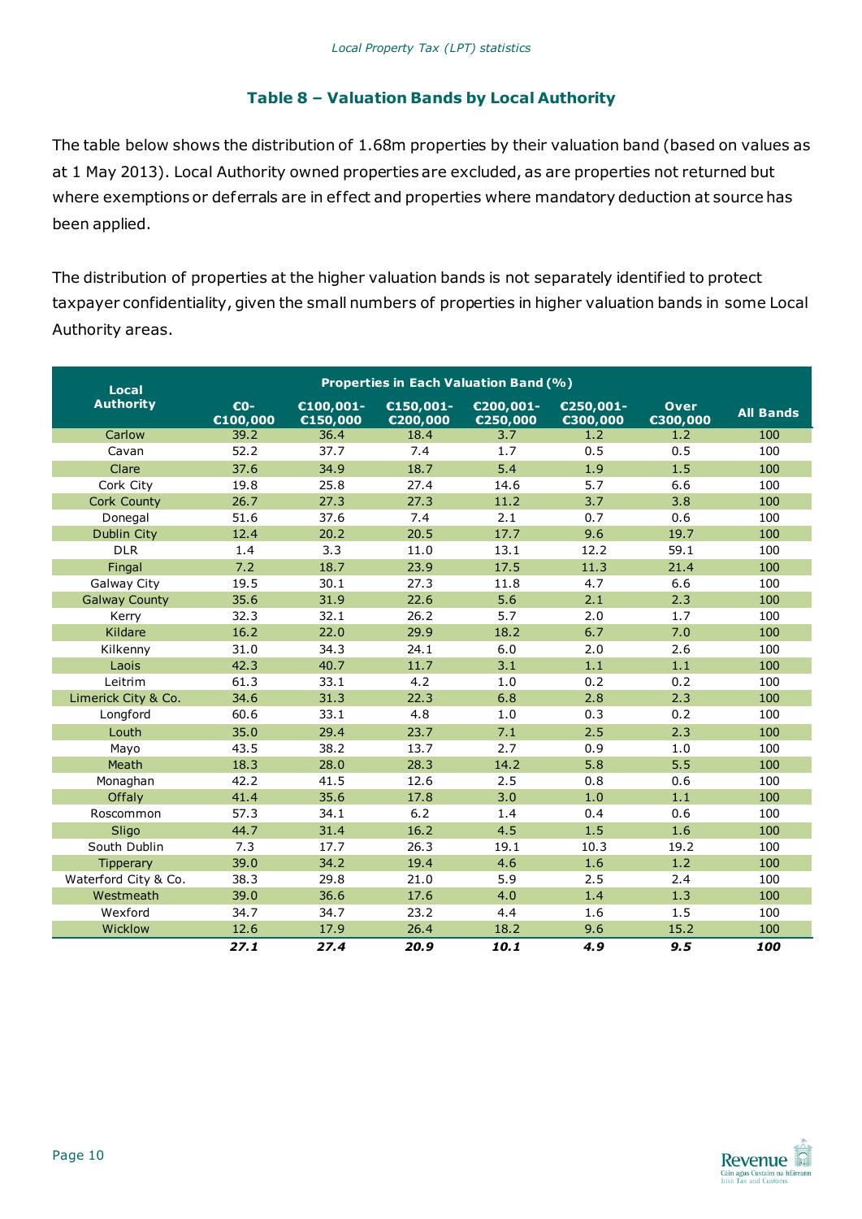### Table 8 – Valuation Bands by Local Authority

The table below shows the distribution of 1.68m properties by their valuation band (based on values as at 1 May 2013). Local Authority owned properties are excluded, as are properties not returned but where exemptions or deferrals are in effect and properties where mandatory deduction at source has been applied.

The distribution of properties at the higher valuation bands is not separately identified to protect taxpayer confidentiality, given the small numbers of properties in higher valuation bands in some Local Authority areas.

| Local Authority | Properties in Each Valuation Band (%) | | | | | | |
|---|---|---|---|---|---|---|---|
| | €0-€100,000 | €100,001-€150,000 | €150,001-€200,000 | €200,001-€250,000 | €250,001-€300,000 | Over €300,000 | All Bands |
| Carlow | 39.2 | 36.4 | 18.4 | 3.7 | 1.2 | 1.2 | 100 |
| Cavan | 52.2 | 37.7 | 7.4 | 1.7 | 0.5 | 0.5 | 100 |
| Clare | 37.6 | 34.9 | 18.7 | 5.4 | 1.9 | 1.5 | 100 |
| Cork City | 19.8 | 25.8 | 27.4 | 14.6 | 5.7 | 6.6 | 100 |
| Cork County | 26.7 | 27.3 | 27.3 | 11.2 | 3.7 | 3.8 | 100 |
| Donegal | 51.6 | 37.6 | 7.4 | 2.1 | 0.7 | 0.6 | 100 |
| Dublin City | 12.4 | 20.2 | 20.5 | 17.7 | 9.6 | 19.7 | 100 |
| DLR | 1.4 | 3.3 | 11.0 | 13.1 | 12.2 | 59.1 | 100 |
| Fingal | 7.2 | 18.7 | 23.9 | 17.5 | 11.3 | 21.4 | 100 |
| Galway City | 19.5 | 30.1 | 27.3 | 11.8 | 4.7 | 6.6 | 100 |
| Galway County | 35.6 | 31.9 | 22.6 | 5.6 | 2.1 | 2.3 | 100 |
| Kerry | 32.3 | 32.1 | 26.2 | 5.7 | 2.0 | 1.7 | 100 |
| Kildare | 16.2 | 22.0 | 29.9 | 18.2 | 6.7 | 7.0 | 100 |
| Kilkenny | 31.0 | 34.3 | 24.1 | 6.0 | 2.0 | 2.6 | 100 |
| Laois | 42.3 | 40.7 | 11.7 | 3.1 | 1.1 | 1.1 | 100 |
| Leitrim | 61.3 | 33.1 | 4.2 | 1.0 | 0.2 | 0.2 | 100 |
| Limerick City & Co. | 34.6 | 31.3 | 22.3 | 6.8 | 2.8 | 2.3 | 100 |
| Longford | 60.6 | 33.1 | 4.8 | 1.0 | 0.3 | 0.2 | 100 |
| Louth | 35.0 | 29.4 | 23.7 | 7.1 | 2.5 | 2.3 | 100 |
| Mayo | 43.5 | 38.2 | 13.7 | 2.7 | 0.9 | 1.0 | 100 |
| Meath | 18.3 | 28.0 | 28.3 | 14.2 | 5.8 | 5.5 | 100 |
| Monaghan | 42.2 | 41.5 | 12.6 | 2.5 | 0.8 | 0.6 | 100 |
| Offaly | 41.4 | 35.6 | 17.8 | 3.0 | 1.0 | 1.1 | 100 |
| Roscommon | 57.3 | 34.1 | 6.2 | 1.4 | 0.4 | 0.6 | 100 |
| Sligo | 44.7 | 31.4 | 16.2 | 4.5 | 1.5 | 1.6 | 100 |
| South Dublin | 7.3 | 17.7 | 26.3 | 19.1 | 10.3 | 19.2 | 100 |
| Tipperary | 39.0 | 34.2 | 19.4 | 4.6 | 1.6 | 1.2 | 100 |
| Waterford City & Co. | 38.3 | 29.8 | 21.0 | 5.9 | 2.5 | 2.4 | 100 |
| Westmeath | 39.0 | 36.6 | 17.6 | 4.0 | 1.4 | 1.3 | 100 |
| Wexford | 34.7 | 34.7 | 23.2 | 4.4 | 1.6 | 1.5 | 100 |
| Wicklow | 12.6 | 17.9 | 26.4 | 18.2 | 9.6 | 15.2 | 100 |
| | ***27.1*** | ***27.4*** | ***20.9*** | ***10.1*** | ***4.9*** | ***9.5*** | ***100*** |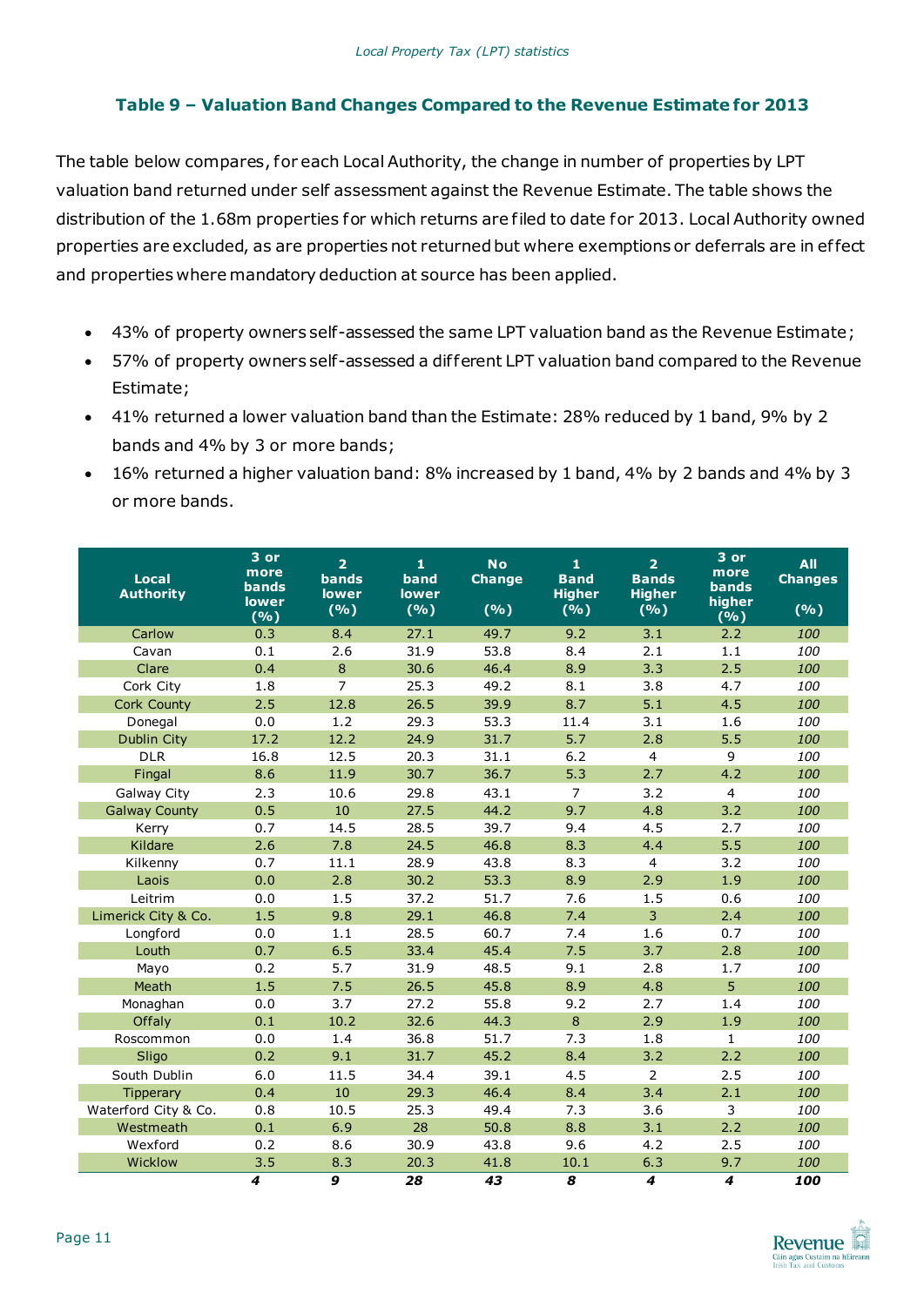### Table 9 – Valuation Band Changes Compared to the Revenue Estimate for 2013

The table below compares, for each Local Authority, the change in number of properties by LPT valuation band returned under self assessment against the Revenue Estimate. The table shows the distribution of the 1.68m properties for which returns are filed to date for 2013. Local Authority owned properties are excluded, as are properties not returned but where exemptions or deferrals are in effect and properties where mandatory deduction at source has been applied.

- 43% of property owners self-assessed the same LPT valuation band as the Revenue Estimate;
- 57% of property owners self-assessed a different LPT valuation band compared to the Revenue Estimate;
- 41% returned a lower valuation band than the Estimate: 28% reduced by 1 band, 9% by 2 bands and 4% by 3 or more bands;
- 16% returned a higher valuation band: 8% increased by 1 band, 4% by 2 bands and 4% by 3 or more bands.

| Local Authority | 3 or more bands lower (%) | 2 bands lower (%) | 1 band lower (%) | No Change (%) | 1 Band Higher (%) | 2 Bands Higher (%) | 3 or more bands higher (%) | All Changes (%) |
|---|---|---|---|---|---|---|---|---|
| Carlow | 0.3 | 8.4 | 27.1 | 49.7 | 9.2 | 3.1 | 2.2 | *100* |
| Cavan | 0.1 | 2.6 | 31.9 | 53.8 | 8.4 | 2.1 | 1.1 | *100* |
| Clare | 0.4 | 8 | 30.6 | 46.4 | 8.9 | 3.3 | 2.5 | *100* |
| Cork City | 1.8 | 7 | 25.3 | 49.2 | 8.1 | 3.8 | 4.7 | *100* |
| Cork County | 2.5 | 12.8 | 26.5 | 39.9 | 8.7 | 5.1 | 4.5 | *100* |
| Donegal | 0.0 | 1.2 | 29.3 | 53.3 | 11.4 | 3.1 | 1.6 | *100* |
| Dublin City | 17.2 | 12.2 | 24.9 | 31.7 | 5.7 | 2.8 | 5.5 | *100* |
| DLR | 16.8 | 12.5 | 20.3 | 31.1 | 6.2 | 4 | 9 | *100* |
| Fingal | 8.6 | 11.9 | 30.7 | 36.7 | 5.3 | 2.7 | 4.2 | *100* |
| Galway City | 2.3 | 10.6 | 29.8 | 43.1 | 7 | 3.2 | 4 | *100* |
| Galway County | 0.5 | 10 | 27.5 | 44.2 | 9.7 | 4.8 | 3.2 | *100* |
| Kerry | 0.7 | 14.5 | 28.5 | 39.7 | 9.4 | 4.5 | 2.7 | *100* |
| Kildare | 2.6 | 7.8 | 24.5 | 46.8 | 8.3 | 4.4 | 5.5 | *100* |
| Kilkenny | 0.7 | 11.1 | 28.9 | 43.8 | 8.3 | 4 | 3.2 | *100* |
| Laois | 0.0 | 2.8 | 30.2 | 53.3 | 8.9 | 2.9 | 1.9 | *100* |
| Leitrim | 0.0 | 1.5 | 37.2 | 51.7 | 7.6 | 1.5 | 0.6 | *100* |
| Limerick City & Co. | 1.5 | 9.8 | 29.1 | 46.8 | 7.4 | 3 | 2.4 | *100* |
| Longford | 0.0 | 1.1 | 28.5 | 60.7 | 7.4 | 1.6 | 0.7 | *100* |
| Louth | 0.7 | 6.5 | 33.4 | 45.4 | 7.5 | 3.7 | 2.8 | *100* |
| Mayo | 0.2 | 5.7 | 31.9 | 48.5 | 9.1 | 2.8 | 1.7 | *100* |
| Meath | 1.5 | 7.5 | 26.5 | 45.8 | 8.9 | 4.8 | 5 | *100* |
| Monaghan | 0.0 | 3.7 | 27.2 | 55.8 | 9.2 | 2.7 | 1.4 | *100* |
| Offaly | 0.1 | 10.2 | 32.6 | 44.3 | 8 | 2.9 | 1.9 | *100* |
| Roscommon | 0.0 | 1.4 | 36.8 | 51.7 | 7.3 | 1.8 | 1 | *100* |
| Sligo | 0.2 | 9.1 | 31.7 | 45.2 | 8.4 | 3.2 | 2.2 | *100* |
| South Dublin | 6.0 | 11.5 | 34.4 | 39.1 | 4.5 | 2 | 2.5 | *100* |
| Tipperary | 0.4 | 10 | 29.3 | 46.4 | 8.4 | 3.4 | 2.1 | *100* |
| Waterford City & Co. | 0.8 | 10.5 | 25.3 | 49.4 | 7.3 | 3.6 | 3 | *100* |
| Westmeath | 0.1 | 6.9 | 28 | 50.8 | 8.8 | 3.1 | 2.2 | *100* |
| Wexford | 0.2 | 8.6 | 30.9 | 43.8 | 9.6 | 4.2 | 2.5 | *100* |
| Wicklow | 3.5 | 8.3 | 20.3 | 41.8 | 10.1 | 6.3 | 9.7 | *100* |
| | ***4*** | ***9*** | ***28*** | ***43*** | ***8*** | ***4*** | ***4*** | ***100*** |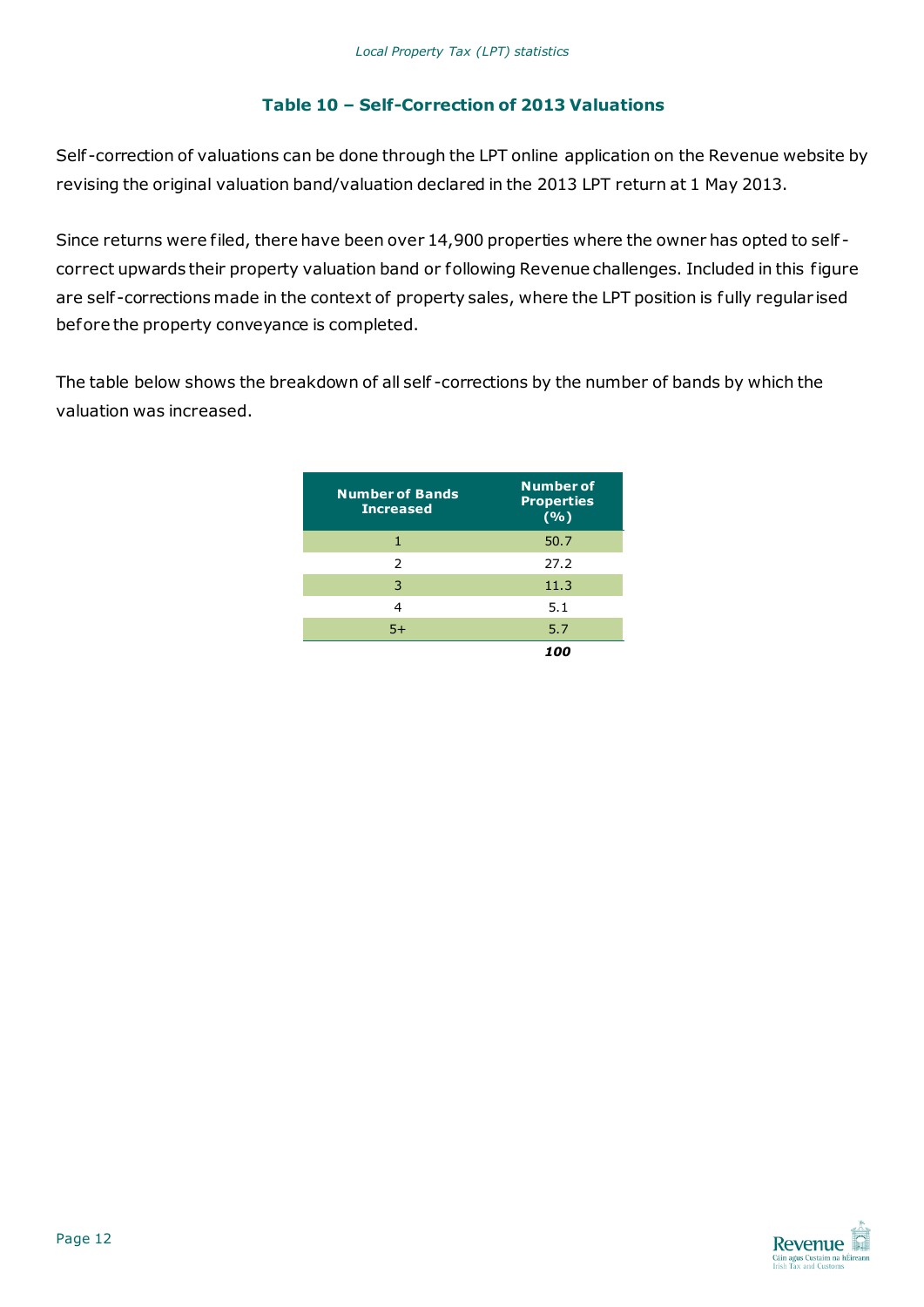### Table 10 – Self-Correction of 2013 Valuations

Self-correction of valuations can be done through the LPT online application on the Revenue website by revising the original valuation band/valuation declared in the 2013 LPT return at 1 May 2013.

Since returns were filed, there have been over 14,900 properties where the owner has opted to self-correct upwards their property valuation band or following Revenue challenges. Included in this figure are self-corrections made in the context of property sales, where the LPT position is fully regularised before the property conveyance is completed.

The table below shows the breakdown of all self-corrections by the number of bands by which the valuation was increased.

| Number of Bands Increased | Number of Properties (%) |
| --- | --- |
| 1 | 50.7 |
| 2 | 27.2 |
| 3 | 11.3 |
| 4 | 5.1 |
| 5+ | 5.7 |
| | ***100*** |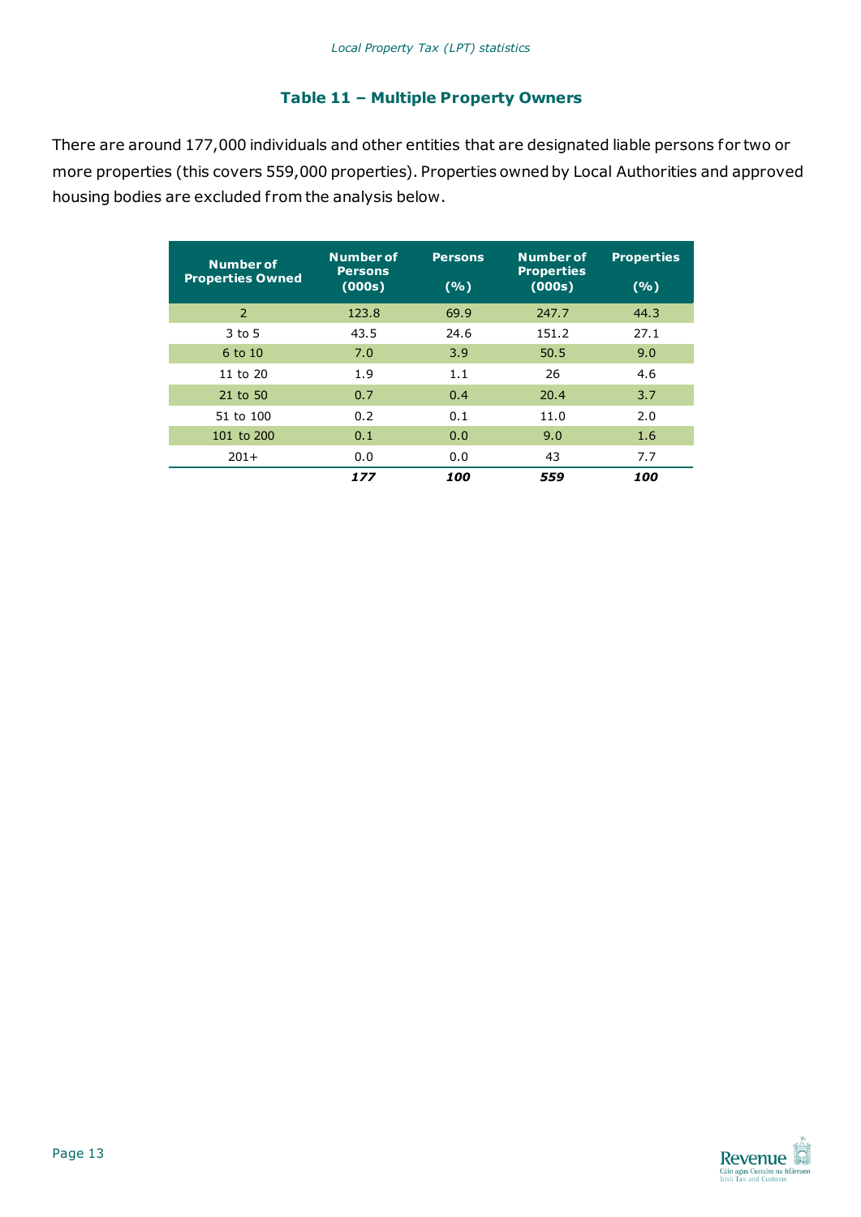## Table 11 – Multiple Property Owners

There are around 177,000 individuals and other entities that are designated liable persons for two or more properties (this covers 559,000 properties). Properties owned by Local Authorities and approved housing bodies are excluded from the analysis below.

| Number of Properties Owned | Number of Persons (000s) | Persons (%) | Number of Properties (000s) | Properties (%) |
|---|---|---|---|---|
| 2 | 123.8 | 69.9 | 247.7 | 44.3 |
| 3 to 5 | 43.5 | 24.6 | 151.2 | 27.1 |
| 6 to 10 | 7.0 | 3.9 | 50.5 | 9.0 |
| 11 to 20 | 1.9 | 1.1 | 26 | 4.6 |
| 21 to 50 | 0.7 | 0.4 | 20.4 | 3.7 |
| 51 to 100 | 0.2 | 0.1 | 11.0 | 2.0 |
| 101 to 200 | 0.1 | 0.0 | 9.0 | 1.6 |
| 201+ | 0.0 | 0.0 | 43 | 7.7 |
| | ***177*** | ***100*** | ***559*** | ***100*** |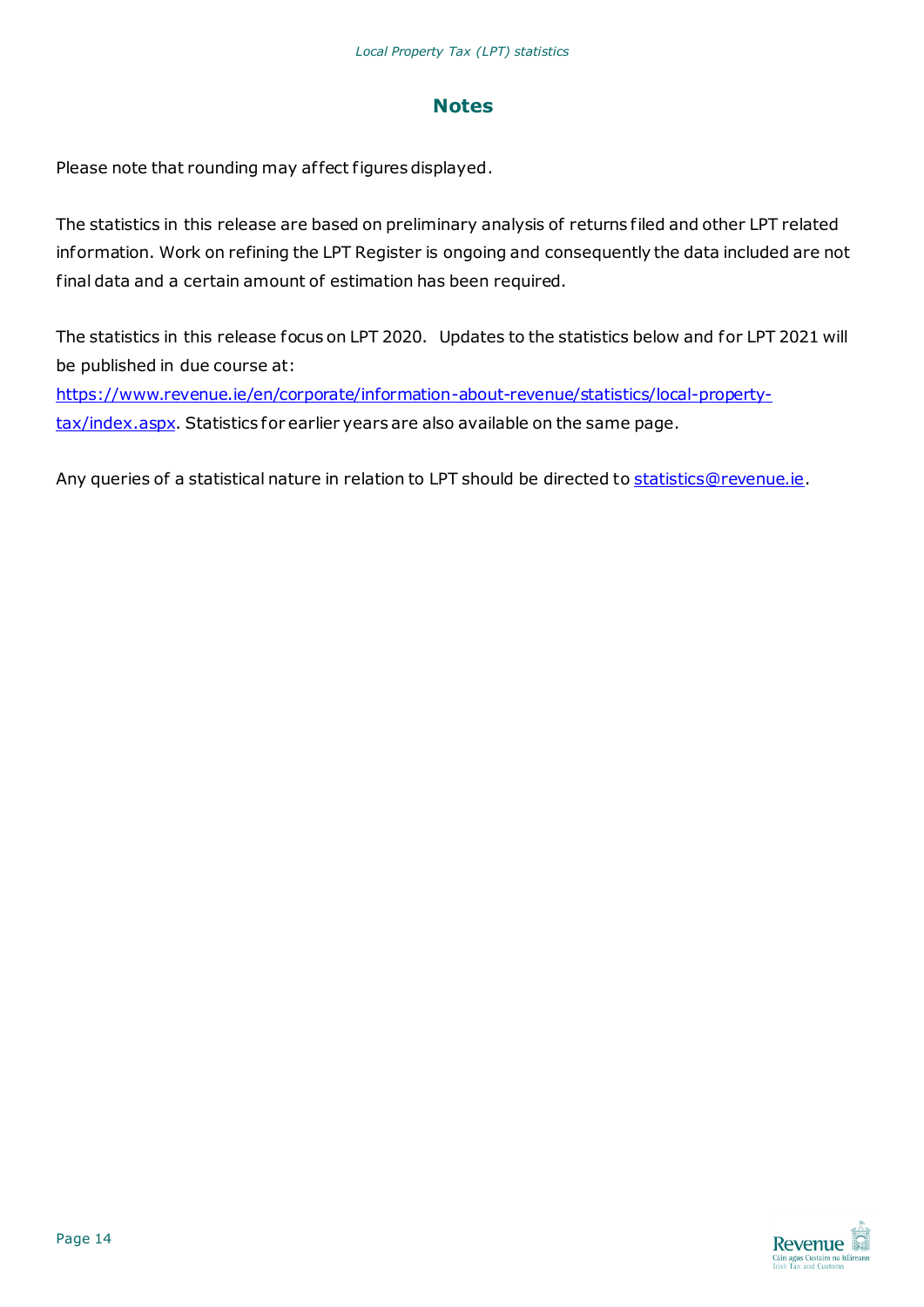## Notes

Please note that rounding may affect figures displayed.

The statistics in this release are based on preliminary analysis of returns filed and other LPT related information. Work on refining the LPT Register is ongoing and consequently the data included are not final data and a certain amount of estimation has been required.

The statistics in this release focus on LPT 2020. Updates to the statistics below and for LPT 2021 will be published in due course at: https://www.revenue.ie/en/corporate/information-about-revenue/statistics/local-property-tax/index.aspx. Statistics for earlier years are also available on the same page.

Any queries of a statistical nature in relation to LPT should be directed to statistics@revenue.ie.